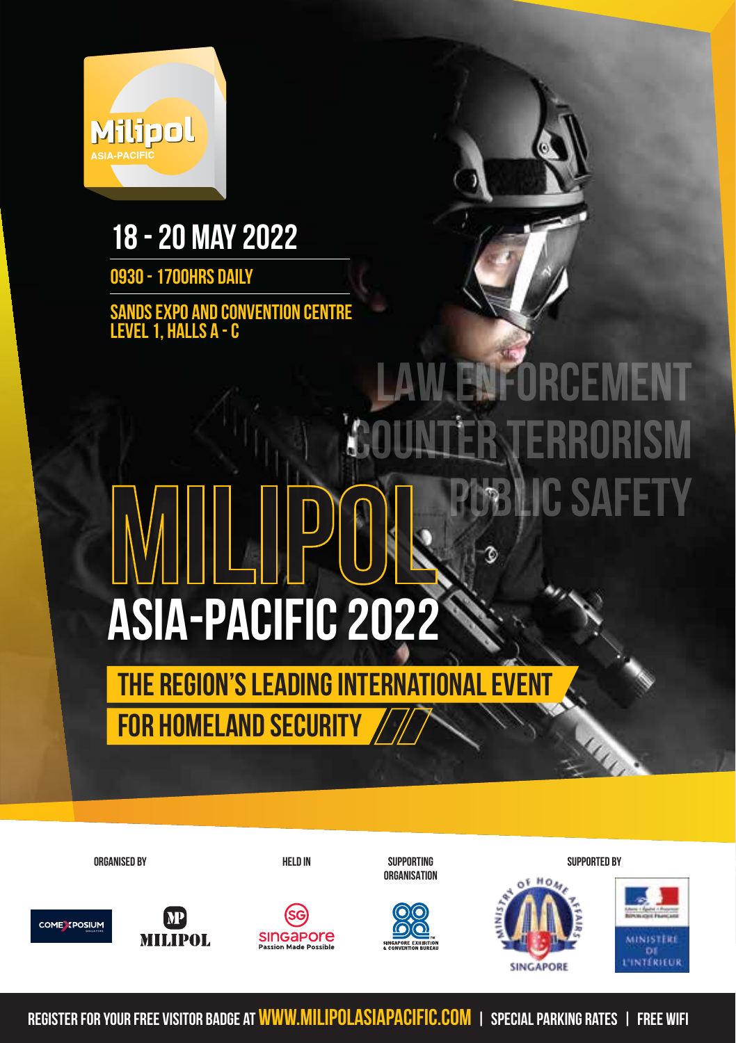Milipol ASIA-PACIFIC

## 18 - 20 MAY 2022

0930 - 1700HRS DAILY

SANDS EXPO AND CONVENTION CENTRE
LEVEL 1, HALLS A - C

LAW ENFORCEMENT
COUNTER TERRORISM
PUBLIC SAFETY

# MILIPOL ASIA-PACIFIC 2022

**THE REGION'S LEADING INTERNATIONAL EVENT FOR HOMELAND SECURITY**

ORGANISED BY

COMEXPOSIUM SINGAPORE
MILIPOL

HELD IN

Singapore Passion Made Possible

SUPPORTING ORGANISATION

SINGAPORE EXHIBITION & CONVENTION BUREAU

SUPPORTED BY

MINISTRY OF HOME AFFAIRS SINGAPORE

Liberté • Égalité • Fraternité
RÉPUBLIQUE FRANÇAISE
MINISTÈRE DE L'INTÉRIEUR

REGISTER FOR YOUR FREE VISITOR BADGE AT WWW.MILIPOLASIAPACIFIC.COM | SPECIAL PARKING RATES | FREE WIFI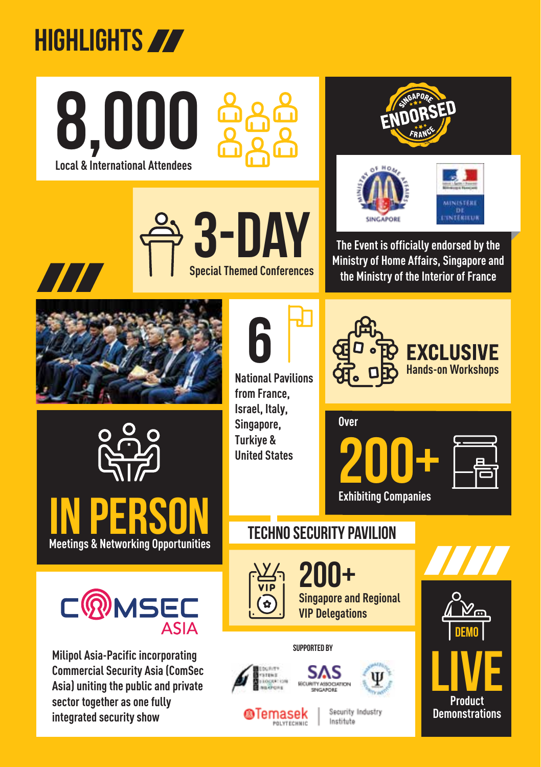# HIGHLIGHTS

## 8,000
Local & International Attendees

SINGAPORE ENDORSED FRANCE

SINGAPORE

MINISTÈRE DE L'INTÉRIEUR

The Event is officially endorsed by the Ministry of Home Affairs, Singapore and the Ministry of the Interior of France

## 3-DAY
Special Themed Conferences

## 6
National Pavilions from France, Israel, Italy, Singapore, Turkiye & United States

## EXCLUSIVE
Hands-on Workshops

## IN PERSON
Meetings & Networking Opportunities

Over
## 200+
Exhibiting Companies

## TECHNO SECURITY PAVILION

## 200+
Singapore and Regional VIP Delegations

COMSEC ASIA

Milipol Asia-Pacific incorporating Commercial Security Asia (ComSec Asia) uniting the public and private sector together as one fully integrated security show

SUPPORTED BY

Security Systems Association of Singapore

SAS Security Association Singapore

Temasek Polytechnic | Security Industry Institute

DEMO

## LIVE
Product Demonstrations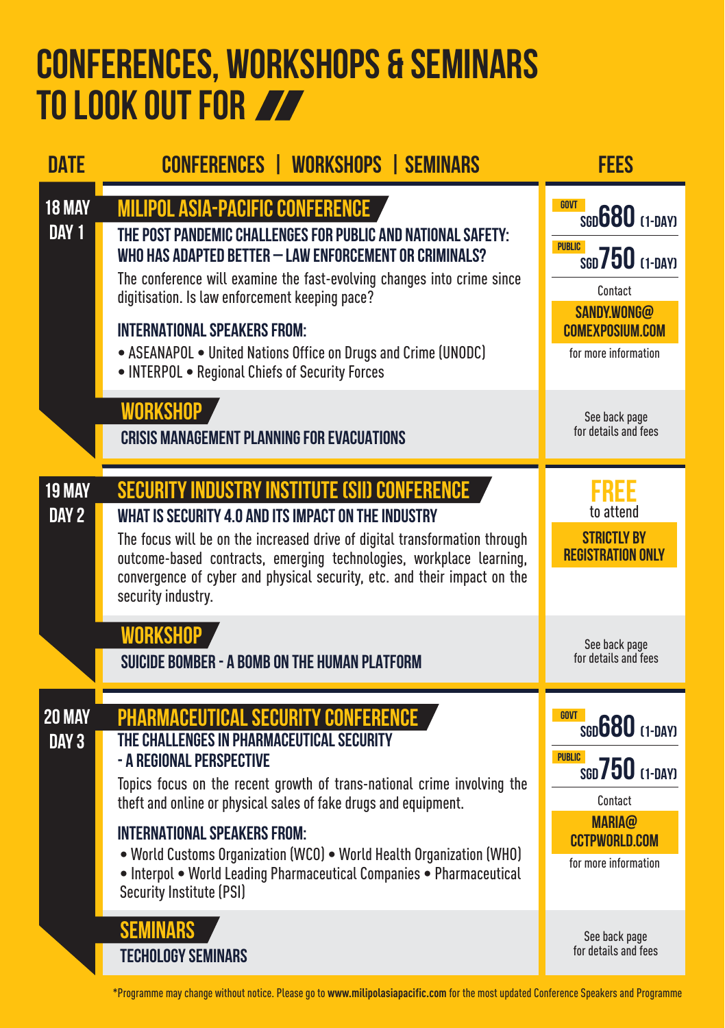# CONFERENCES, WORKSHOPS & SEMINARS TO LOOK OUT FOR

| DATE | CONFERENCES \| WORKSHOPS \| SEMINARS | FEES |
|---|---|---|
| **18 MAY DAY 1** | **MILIPOL ASIA-PACIFIC CONFERENCE**<br>**THE POST PANDEMIC CHALLENGES FOR PUBLIC AND NATIONAL SAFETY: WHO HAS ADAPTED BETTER – LAW ENFORCEMENT OR CRIMINALS?**<br>The conference will examine the fast-evolving changes into crime since digitisation. Is law enforcement keeping pace?<br>**INTERNATIONAL SPEAKERS FROM:**<br>• ASEANAPOL • United Nations Office on Drugs and Crime (UNODC)<br>• INTERPOL • Regional Chiefs of Security Forces | **GOVT** SGD 680 (1-DAY)<br>**PUBLIC** SGD 750 (1-DAY)<br>Contact **SANDY.WONG@COMEXPOSIUM.COM** for more information |
| | **WORKSHOP**<br>**CRISIS MANAGEMENT PLANNING FOR EVACUATIONS** | See back page for details and fees |
| **19 MAY DAY 2** | **SECURITY INDUSTRY INSTITUTE (SII) CONFERENCE**<br>**WHAT IS SECURITY 4.0 AND ITS IMPACT ON THE INDUSTRY**<br>The focus will be on the increased drive of digital transformation through outcome-based contracts, emerging technologies, workplace learning, convergence of cyber and physical security, etc. and their impact on the security industry. | **FREE** to attend<br>**STRICTLY BY REGISTRATION ONLY** |
| | **WORKSHOP**<br>**SUICIDE BOMBER - A BOMB ON THE HUMAN PLATFORM** | See back page for details and fees |
| **20 MAY DAY 3** | **PHARMACEUTICAL SECURITY CONFERENCE**<br>**THE CHALLENGES IN PHARMACEUTICAL SECURITY - A REGIONAL PERSPECTIVE**<br>Topics focus on the recent growth of trans-national crime involving the theft and online or physical sales of fake drugs and equipment.<br>**INTERNATIONAL SPEAKERS FROM:**<br>• World Customs Organization (WCO) • World Health Organization (WHO)<br>• Interpol • World Leading Pharmaceutical Companies • Pharmaceutical Security Institute (PSI) | **GOVT** SGD 680 (1-DAY)<br>**PUBLIC** SGD 750 (1-DAY)<br>Contact **MARIA@CCTPWORLD.COM** for more information |
| | **SEMINARS**<br>**TECHOLOGY SEMINARS** | See back page for details and fees |

*Programme may change without notice. Please go to **www.milipolasiapacific.com** for the most updated Conference Speakers and Programme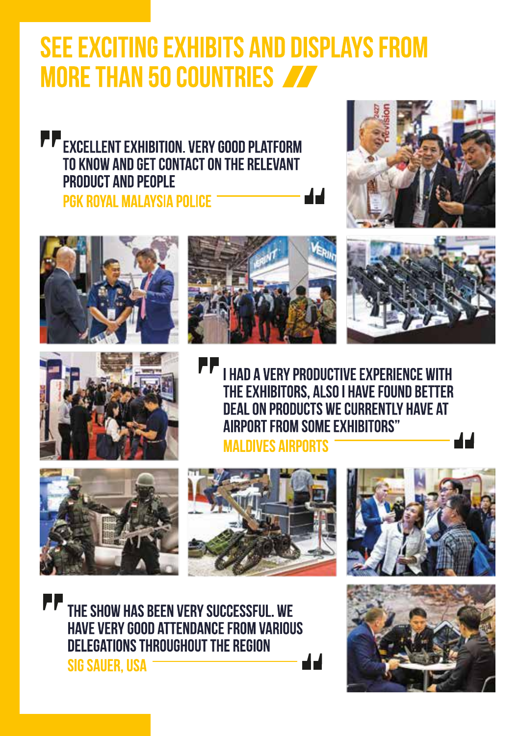# SEE EXCITING EXHIBITS AND DISPLAYS FROM MORE THAN 50 COUNTRIES

> EXCELLENT EXHIBITION. VERY GOOD PLATFORM TO KNOW AND GET CONTACT ON THE RELEVANT PRODUCT AND PEOPLE
>
> **PGK ROYAL MALAYSIA POLICE**

> I HAD A VERY PRODUCTIVE EXPERIENCE WITH THE EXHIBITORS, ALSO I HAVE FOUND BETTER DEAL ON PRODUCTS WE CURRENTLY HAVE AT AIRPORT FROM SOME EXHIBITORS"
>
> **MALDIVES AIRPORTS**

> THE SHOW HAS BEEN VERY SUCCESSFUL. WE HAVE VERY GOOD ATTENDANCE FROM VARIOUS DELEGATIONS THROUGHOUT THE REGION
>
> **SIG SAUER, USA**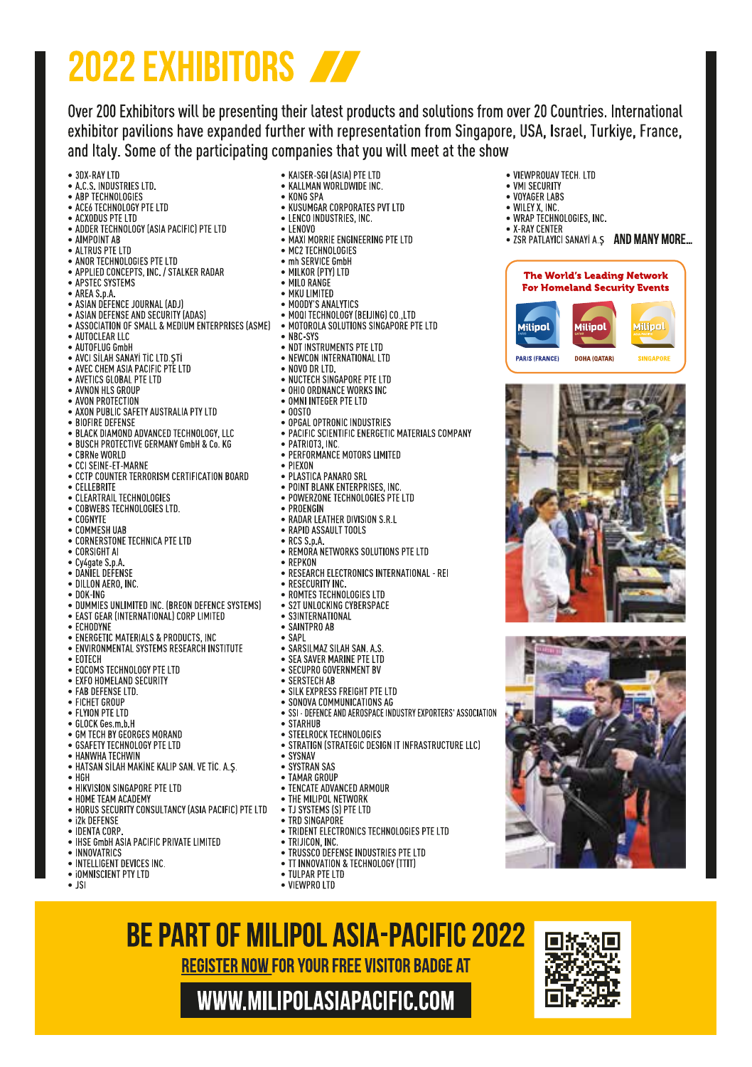# 2022 EXHIBITORS

Over 200 Exhibitors will be presenting their latest products and solutions from over 20 Countries. International exhibitor pavilions have expanded further with representation from Singapore, USA, Israel, Turkiye, France, and Italy. Some of the participating companies that you will meet at the show

- 3DX-RAY LTD
- A.C.S. INDUSTRIES LTD.
- ABP TECHNOLOGIES
- ACE6 TECHNOLOGY PTE LTD
- ACXODUS PTE LTD
- ADDER TECHNOLOGY (ASIA PACIFIC) PTE LTD
- AIMPOINT AB
- ALTRUS PTE LTD
- ANOR TECHNOLOGIES PTE LTD
- APPLIED CONCEPTS, INC. / STALKER RADAR
- APSTEC SYSTEMS
- AREA S.p.A.
- ASIAN DEFENCE JOURNAL (ADJ)
- ASIAN DEFENSE AND SECURITY (ADAS)
- ASSOCIATION OF SMALL & MEDIUM ENTERPRISES (ASME)
- AUTOCLEAR LLC
- AUTOFLUG GmbH
- AVCI SILAH SANAYİ TİC LTD.ŞTİ
- AVEC CHEM ASIA PACIFIC PTE LTD
- AVETICS GLOBAL PTE LTD
- AVNON HLS GROUP
- AVON PROTECTION
- AXON PUBLIC SAFETY AUSTRALIA PTY LTD
- BIOFIRE DEFENSE
- BLACK DIAMOND ADVANCED TECHNOLOGY, LLC
- BUSCH PROTECTIVE GERMANY GmbH & Co. KG
- CBRNe WORLD
- CCI SEINE-ET-MARNE
- CCTP COUNTER TERRORISM CERTIFICATION BOARD
- CELLEBRITE
- CLEARTRAIL TECHNOLOGIES
- COBWEBS TECHNOLOGIES LTD.
- COGNYTE
- COMMESH UAB
- CORNERSTONE TECHNICA PTE LTD
- CORSIGHT AI
- Cy4gate S.p.A.
- DANIEL DEFENSE
- DILLON AERO, INC.
- DOK-ING
- DUMMIES UNLIMITED INC. (BREON DEFENCE SYSTEMS)
- EAST GEAR (INTERNATIONAL) CORP LIMITED
- ECHODYNE
- ENERGETIC MATERIALS & PRODUCTS, INC
- ENVIRONMENTAL SYSTEMS RESEARCH INSTITUTE
- EOTECH
- EQCOMS TECHNOLOGY PTE LTD
- EXFO HOMELAND SECURITY
- FAB DEFENSE LTD.
- FICHET GROUP
- FLYION PTE LTD
- GLOCK Ges.m.b.H
- GM TECH BY GEORGES MORAND
- GSAFETY TECHNOLOGY PTE LTD
- HANWHA TECHWIN
- HATSAN SILAH MAKİNE KALIP SAN. VE TİC. A.Ş.
- HGH
- HIKVISION SINGAPORE PTE LTD
- HOME TEAM ACADEMY
- HORUS SECURITY CONSULTANCY (ASIA PACIFIC) PTE LTD
- i2k DEFENSE
- IDENTA CORP.
- IHSE GmbH ASIA PACIFIC PRIVATE LIMITED
- INNOVATRICS
- INTELLIGENT DEVICES INC.
- iOMNISCIENT PTY LTD
- JSI
- KAISER-SGI (ASIA) PTE LTD
- KALLMAN WORLDWIDE INC.
- KONG SPA
- KUSUMGAR CORPORATES PVT LTD
- LENCO INDUSTRIES, INC.
- LENOVO
- MAXI MORRIE ENGINEERING PTE LTD
- MC2 TECHNOLOGIES
- mh SERVICE GmbH
- MILKOR (PTY) LTD
- MILO RANGE
- MKU LIMITED
- MOODY'S ANALYTICS
- MOQI TECHNOLOGY (BEIJING) Co.,LTD
- MOTOROLA SOLUTIONS SINGAPORE PTE LTD
- NBC-SYS
- NDT INSTRUMENTS PTE LTD
- NEWCON INTERNATIONAL LTD
- NOVO DR LTD.
- NUCTECH SINGAPORE PTE LTD
- OHIO ORDNANCE WORKS INC
- OMNI INTEGER PTE LTD
- OOSTO
- OPGAL OPTRONIC INDUSTRIES
- PACIFIC SCIENTIFIC ENERGETIC MATERIALS COMPANY
- PATRIOT3, INC.
- PERFORMANCE MOTORS LIMITED
- PIEXON
- PLASTICA PANARO SRL
- POINT BLANK ENTERPRISES, INC.
- POWERZONE TECHNOLOGIES PTE LTD
- PROENGIN
- RADAR LEATHER DIVISION S.R.L
- RAPID ASSAULT TOOLS
- RCS S.p.A.
- REMORA NETWORKS SOLUTIONS PTE LTD
- REPKON
- RESEARCH ELECTRONICS INTERNATIONAL - REI
- RESECURITY INC.
- ROMTES TECHNOLOGIES LTD
- S2T UNLOCKING CYBERSPACE
- S3INTERNATIONAL
- SAINTPRO AB
- SAPL
- SARSILMAZ SILAH SAN. A.S.
- SEA SAVER MARINE PTE LTD
- SECUPRO GOVERNMENT BV
- SERSTECH AB
- SILK EXPRESS FREIGHT PTE LTD
- SONOVA COMMUNICATIONS AG
- SSI - DEFENCE AND AEROSPACE INDUSTRY EXPORTERS' ASSOCIATION
- STARHUB
- STEELROCK TECHNOLOGIES
- STRATIGN (STRATEGIC DESIGN IT INFRASTRUCTURE LLC)
- SYSNAV
- SYSTRAN SAS
- TAMAR GROUP
- TENCATE ADVANCED ARMOUR
- THE MILIPOL NETWORK
- TJ SYSTEMS (S) PTE LTD
- TRD SINGAPORE
- TRIDENT ELECTRONICS TECHNOLOGIES PTE LTD
- TRIJICON, INC.
- TRUSSCO DEFENSE INDUSTRIES PTE LTD
- TT INNOVATION & TECHNOLOGY (TTIT)
- TULPAR PTE LTD
- VIEWPRO LTD
- VIEWPROUAV TECH. LTD
- VMI SECURITY
- VOYAGER LABS
- WILEY X, INC.
- WRAP TECHNOLOGIES, INC.
- X-RAY CENTER
- ZSR PATLAYICI SANAYİ A.Ş

**AND MANY MORE...**

**The World's Leading Network For Homeland Security Events**

Milipol PARIS (FRANCE) | Milipol DOHA (QATAR) | Milipol SINGAPORE

# BE PART OF MILIPOL ASIA-PACIFIC 2022

**REGISTER NOW FOR YOUR FREE VISITOR BADGE AT**

**WWW.MILIPOLASIAPACIFIC.COM**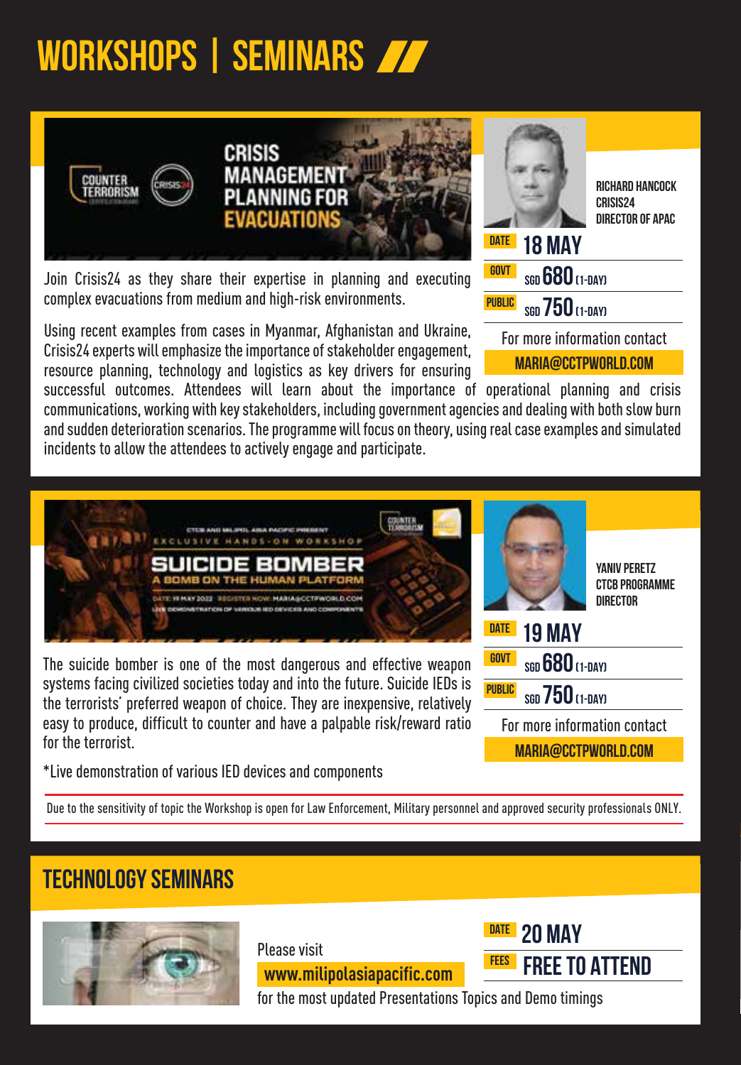# WORKSHOPS | SEMINARS

## CRISIS MANAGEMENT PLANNING FOR EVACUATIONS

RICHARD HANCOCK
CRISIS24
DIRECTOR OF APAC

| | |
|---|---|
| DATE | 18 MAY |
| GOVT | SGD 680 (1-DAY) |
| PUBLIC | SGD 750 (1-DAY) |

For more information contact
**MARIA@CCTPWORLD.COM**

Join Crisis24 as they share their expertise in planning and executing complex evacuations from medium and high-risk environments.

Using recent examples from cases in Myanmar, Afghanistan and Ukraine, Crisis24 experts will emphasize the importance of stakeholder engagement, resource planning, technology and logistics as key drivers for ensuring successful outcomes. Attendees will learn about the importance of operational planning and crisis communications, working with key stakeholders, including government agencies and dealing with both slow burn and sudden deterioration scenarios. The programme will focus on theory, using real case examples and simulated incidents to allow the attendees to actively engage and participate.

## SUICIDE BOMBER – A BOMB ON THE HUMAN PLATFORM

YANIV PERETZ
CTCB PROGRAMME DIRECTOR

| | |
|---|---|
| DATE | 19 MAY |
| GOVT | SGD 680 (1-DAY) |
| PUBLIC | SGD 750 (1-DAY) |

For more information contact
**MARIA@CCTPWORLD.COM**

The suicide bomber is one of the most dangerous and effective weapon systems facing civilized societies today and into the future. Suicide IEDs is the terrorists' preferred weapon of choice. They are inexpensive, relatively easy to produce, difficult to counter and have a palpable risk/reward ratio for the terrorist.

*Live demonstration of various IED devices and components

Due to the sensitivity of topic the Workshop is open for Law Enforcement, Military personnel and approved security professionals ONLY.

## TECHNOLOGY SEMINARS

Please visit
**www.milipolasiapacific.com**
for the most updated Presentations Topics and Demo timings

| | |
|---|---|
| DATE | 20 MAY |
| FEES | FREE TO ATTEND |